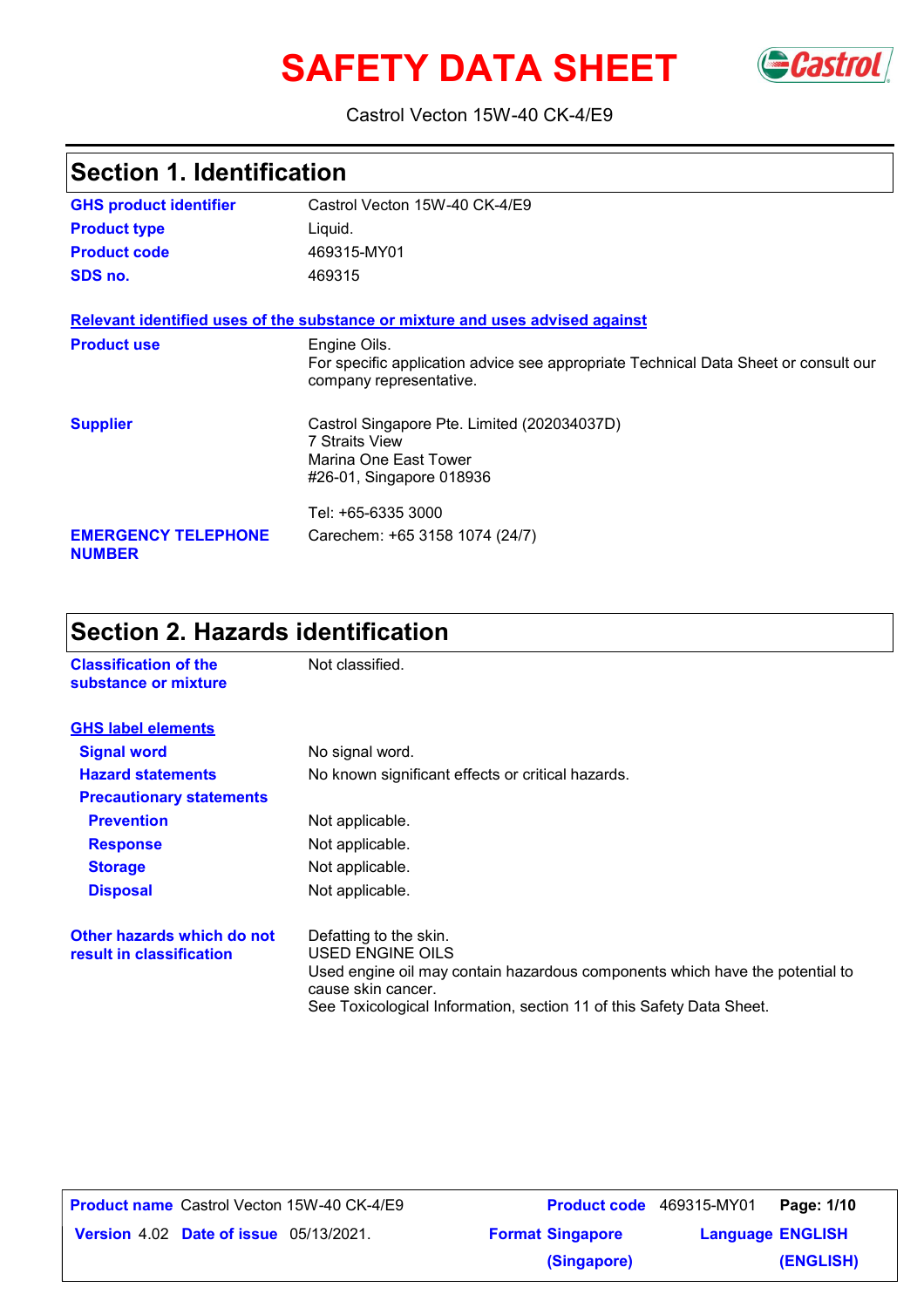# SAFETY DATA SHEET

Castrol Vecton 15W-40 CK-4/E9

## Section 1. Identification

| | |
|---|---|
| **GHS product identifier** | Castrol Vecton 15W-40 CK-4/E9 |
| **Product type** | Liquid. |
| **Product code** | 469315-MY01 |
| **SDS no.** | 469315 |

**Relevant identified uses of the substance or mixture and uses advised against**

| | |
|---|---|
| **Product use** | Engine Oils.<br>For specific application advice see appropriate Technical Data Sheet or consult our company representative. |
| **Supplier** | Castrol Singapore Pte. Limited (202034037D)<br>7 Straits View<br>Marina One East Tower<br>#26-01, Singapore 018936<br><br>Tel: +65-6335 3000 |
| **EMERGENCY TELEPHONE NUMBER** | Carechem: +65 3158 1074 (24/7) |

## Section 2. Hazards identification

| | |
|---|---|
| **Classification of the substance or mixture** | Not classified. |

**GHS label elements**

| | |
|---|---|
| **Signal word** | No signal word. |
| **Hazard statements** | No known significant effects or critical hazards. |
| **Precautionary statements** | |
| **Prevention** | Not applicable. |
| **Response** | Not applicable. |
| **Storage** | Not applicable. |
| **Disposal** | Not applicable. |

| | |
|---|---|
| **Other hazards which do not result in classification** | Defatting to the skin.<br>USED ENGINE OILS<br>Used engine oil may contain hazardous components which have the potential to cause skin cancer.<br>See Toxicological Information, section 11 of this Safety Data Sheet. |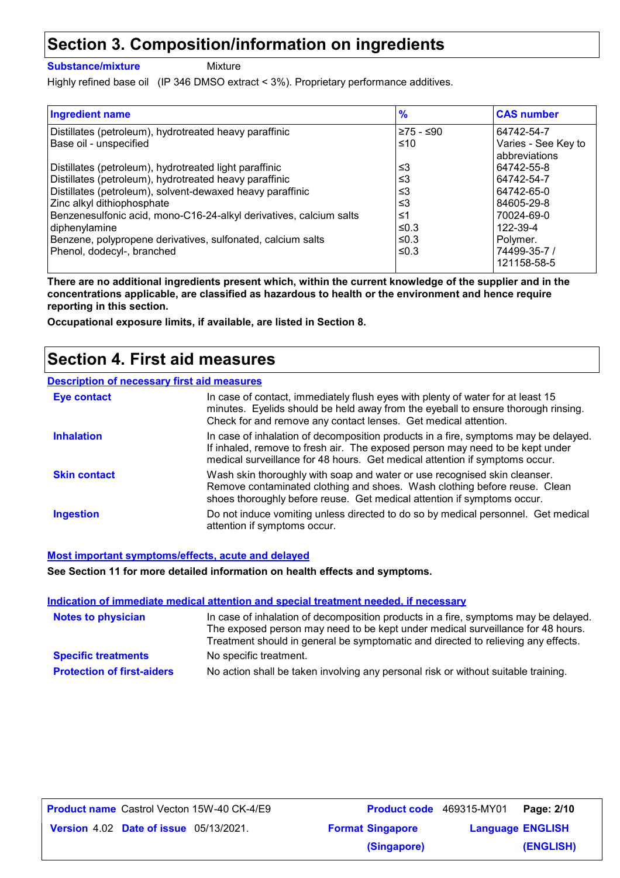## Section 3. Composition/information on ingredients

**Substance/mixture** Mixture

Highly refined base oil (IP 346 DMSO extract < 3%). Proprietary performance additives.

| Ingredient name | % | CAS number |
|---|---|---|
| Distillates (petroleum), hydrotreated heavy paraffinic | ≥75 - ≤90 | 64742-54-7 |
| Base oil - unspecified | ≤10 | Varies - See Key to abbreviations |
| Distillates (petroleum), hydrotreated light paraffinic | ≤3 | 64742-55-8 |
| Distillates (petroleum), hydrotreated heavy paraffinic | ≤3 | 64742-54-7 |
| Distillates (petroleum), solvent-dewaxed heavy paraffinic | ≤3 | 64742-65-0 |
| Zinc alkyl dithiophosphate | ≤3 | 84605-29-8 |
| Benzenesulfonic acid, mono-C16-24-alkyl derivatives, calcium salts | ≤1 | 70024-69-0 |
| diphenylamine | ≤0.3 | 122-39-4 |
| Benzene, polypropene derivatives, sulfonated, calcium salts | ≤0.3 | Polymer. |
| Phenol, dodecyl-, branched | ≤0.3 | 74499-35-7 / 121158-58-5 |

**There are no additional ingredients present which, within the current knowledge of the supplier and in the concentrations applicable, are classified as hazardous to health or the environment and hence require reporting in this section.**

**Occupational exposure limits, if available, are listed in Section 8.**

## Section 4. First aid measures

### Description of necessary first aid measures

**Eye contact** In case of contact, immediately flush eyes with plenty of water for at least 15 minutes. Eyelids should be held away from the eyeball to ensure thorough rinsing. Check for and remove any contact lenses. Get medical attention.

**Inhalation** In case of inhalation of decomposition products in a fire, symptoms may be delayed. If inhaled, remove to fresh air. The exposed person may need to be kept under medical surveillance for 48 hours. Get medical attention if symptoms occur.

**Skin contact** Wash skin thoroughly with soap and water or use recognised skin cleanser. Remove contaminated clothing and shoes. Wash clothing before reuse. Clean shoes thoroughly before reuse. Get medical attention if symptoms occur.

**Ingestion** Do not induce vomiting unless directed to do so by medical personnel. Get medical attention if symptoms occur.

### Most important symptoms/effects, acute and delayed

**See Section 11 for more detailed information on health effects and symptoms.**

### Indication of immediate medical attention and special treatment needed, if necessary

**Notes to physician** In case of inhalation of decomposition products in a fire, symptoms may be delayed. The exposed person may need to be kept under medical surveillance for 48 hours. Treatment should in general be symptomatic and directed to relieving any effects.

**Specific treatments** No specific treatment.

**Protection of first-aiders** No action shall be taken involving any personal risk or without suitable training.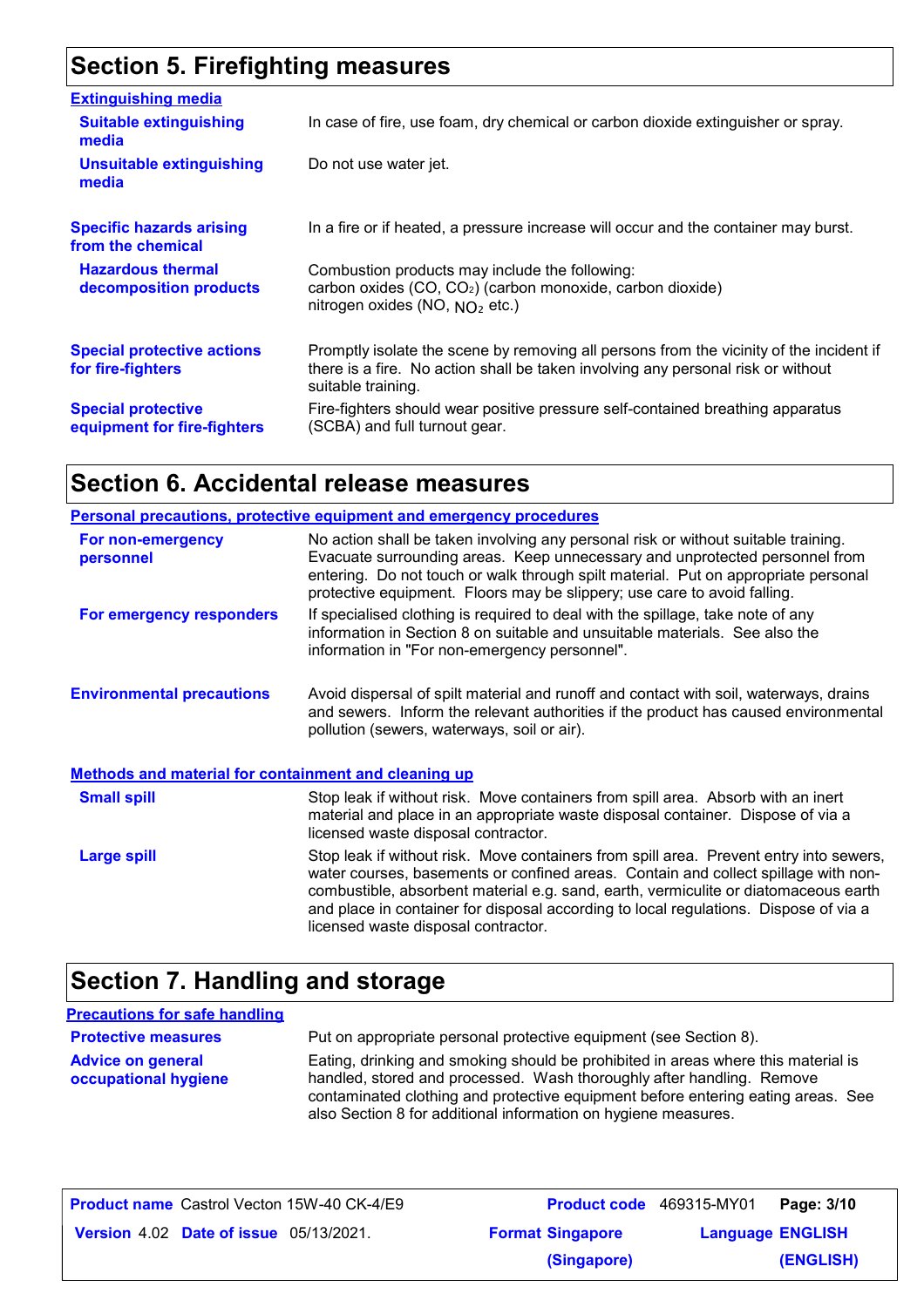## Section 5. Firefighting measures

### Extinguishing media

**Suitable extinguishing media**: In case of fire, use foam, dry chemical or carbon dioxide extinguisher or spray.

**Unsuitable extinguishing media**: Do not use water jet.

**Specific hazards arising from the chemical**: In a fire or if heated, a pressure increase will occur and the container may burst.

**Hazardous thermal decomposition products**: Combustion products may include the following:
carbon oxides (CO, $CO_2$) (carbon monoxide, carbon dioxide)
nitrogen oxides (NO, $NO_2$ etc.)

**Special protective actions for fire-fighters**: Promptly isolate the scene by removing all persons from the vicinity of the incident if there is a fire. No action shall be taken involving any personal risk or without suitable training.

**Special protective equipment for fire-fighters**: Fire-fighters should wear positive pressure self-contained breathing apparatus (SCBA) and full turnout gear.

## Section 6. Accidental release measures

### Personal precautions, protective equipment and emergency procedures

**For non-emergency personnel**: No action shall be taken involving any personal risk or without suitable training. Evacuate surrounding areas. Keep unnecessary and unprotected personnel from entering. Do not touch or walk through spilt material. Put on appropriate personal protective equipment. Floors may be slippery; use care to avoid falling.

**For emergency responders**: If specialised clothing is required to deal with the spillage, take note of any information in Section 8 on suitable and unsuitable materials. See also the information in "For non-emergency personnel".

**Environmental precautions**: Avoid dispersal of spilt material and runoff and contact with soil, waterways, drains and sewers. Inform the relevant authorities if the product has caused environmental pollution (sewers, waterways, soil or air).

### Methods and material for containment and cleaning up

**Small spill**: Stop leak if without risk. Move containers from spill area. Absorb with an inert material and place in an appropriate waste disposal container. Dispose of via a licensed waste disposal contractor.

**Large spill**: Stop leak if without risk. Move containers from spill area. Prevent entry into sewers, water courses, basements or confined areas. Contain and collect spillage with non-combustible, absorbent material e.g. sand, earth, vermiculite or diatomaceous earth and place in container for disposal according to local regulations. Dispose of via a licensed waste disposal contractor.

## Section 7. Handling and storage

### Precautions for safe handling

**Protective measures**: Put on appropriate personal protective equipment (see Section 8).

**Advice on general occupational hygiene**: Eating, drinking and smoking should be prohibited in areas where this material is handled, stored and processed. Wash thoroughly after handling. Remove contaminated clothing and protective equipment before entering eating areas. See also Section 8 for additional information on hygiene measures.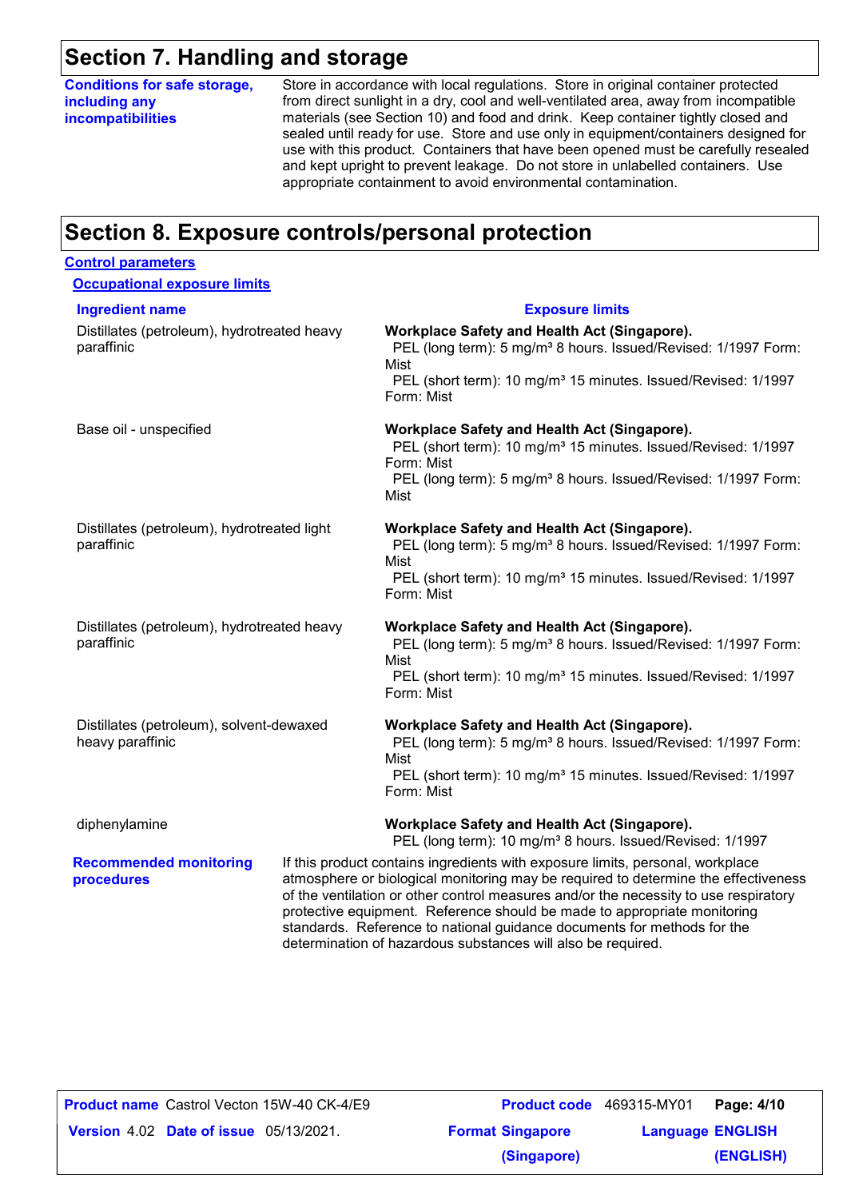## Section 7. Handling and storage

**Conditions for safe storage, including any incompatibilities**

Store in accordance with local regulations. Store in original container protected from direct sunlight in a dry, cool and well-ventilated area, away from incompatible materials (see Section 10) and food and drink. Keep container tightly closed and sealed until ready for use. Store and use only in equipment/containers designed for use with this product. Containers that have been opened must be carefully resealed and kept upright to prevent leakage. Do not store in unlabelled containers. Use appropriate containment to avoid environmental contamination.

## Section 8. Exposure controls/personal protection

**Control parameters**

**Occupational exposure limits**

| Ingredient name | Exposure limits |
|---|---|
| Distillates (petroleum), hydrotreated heavy paraffinic | **Workplace Safety and Health Act (Singapore).** PEL (long term): 5 mg/m³ 8 hours. Issued/Revised: 1/1997 Form: Mist PEL (short term): 10 mg/m³ 15 minutes. Issued/Revised: 1/1997 Form: Mist |
| Base oil - unspecified | **Workplace Safety and Health Act (Singapore).** PEL (short term): 10 mg/m³ 15 minutes. Issued/Revised: 1/1997 Form: Mist PEL (long term): 5 mg/m³ 8 hours. Issued/Revised: 1/1997 Form: Mist |
| Distillates (petroleum), hydrotreated light paraffinic | **Workplace Safety and Health Act (Singapore).** PEL (long term): 5 mg/m³ 8 hours. Issued/Revised: 1/1997 Form: Mist PEL (short term): 10 mg/m³ 15 minutes. Issued/Revised: 1/1997 Form: Mist |
| Distillates (petroleum), hydrotreated heavy paraffinic | **Workplace Safety and Health Act (Singapore).** PEL (long term): 5 mg/m³ 8 hours. Issued/Revised: 1/1997 Form: Mist PEL (short term): 10 mg/m³ 15 minutes. Issued/Revised: 1/1997 Form: Mist |
| Distillates (petroleum), solvent-dewaxed heavy paraffinic | **Workplace Safety and Health Act (Singapore).** PEL (long term): 5 mg/m³ 8 hours. Issued/Revised: 1/1997 Form: Mist PEL (short term): 10 mg/m³ 15 minutes. Issued/Revised: 1/1997 Form: Mist |
| diphenylamine | **Workplace Safety and Health Act (Singapore).** PEL (long term): 10 mg/m³ 8 hours. Issued/Revised: 1/1997 |

**Recommended monitoring procedures**

If this product contains ingredients with exposure limits, personal, workplace atmosphere or biological monitoring may be required to determine the effectiveness of the ventilation or other control measures and/or the necessity to use respiratory protective equipment. Reference should be made to appropriate monitoring standards. Reference to national guidance documents for methods for the determination of hazardous substances will also be required.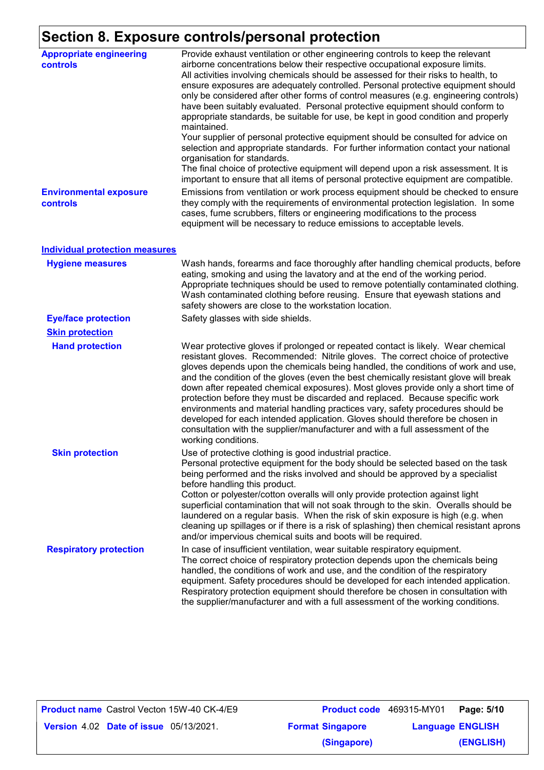# Section 8. Exposure controls/personal protection

**Appropriate engineering controls**

Provide exhaust ventilation or other engineering controls to keep the relevant airborne concentrations below their respective occupational exposure limits.
All activities involving chemicals should be assessed for their risks to health, to ensure exposures are adequately controlled. Personal protective equipment should only be considered after other forms of control measures (e.g. engineering controls) have been suitably evaluated. Personal protective equipment should conform to appropriate standards, be suitable for use, be kept in good condition and properly maintained.
Your supplier of personal protective equipment should be consulted for advice on selection and appropriate standards. For further information contact your national organisation for standards.
The final choice of protective equipment will depend upon a risk assessment. It is important to ensure that all items of personal protective equipment are compatible.

**Environmental exposure controls**

Emissions from ventilation or work process equipment should be checked to ensure they comply with the requirements of environmental protection legislation. In some cases, fume scrubbers, filters or engineering modifications to the process equipment will be necessary to reduce emissions to acceptable levels.

## Individual protection measures

**Hygiene measures**

Wash hands, forearms and face thoroughly after handling chemical products, before eating, smoking and using the lavatory and at the end of the working period. Appropriate techniques should be used to remove potentially contaminated clothing. Wash contaminated clothing before reusing. Ensure that eyewash stations and safety showers are close to the workstation location.

**Eye/face protection**

Safety glasses with side shields.

### Skin protection

**Hand protection**

Wear protective gloves if prolonged or repeated contact is likely. Wear chemical resistant gloves. Recommended: Nitrile gloves. The correct choice of protective gloves depends upon the chemicals being handled, the conditions of work and use, and the condition of the gloves (even the best chemically resistant glove will break down after repeated chemical exposures). Most gloves provide only a short time of protection before they must be discarded and replaced. Because specific work environments and material handling practices vary, safety procedures should be developed for each intended application. Gloves should therefore be chosen in consultation with the supplier/manufacturer and with a full assessment of the working conditions.

**Skin protection**

Use of protective clothing is good industrial practice.
Personal protective equipment for the body should be selected based on the task being performed and the risks involved and should be approved by a specialist before handling this product.
Cotton or polyester/cotton overalls will only provide protection against light superficial contamination that will not soak through to the skin. Overalls should be laundered on a regular basis. When the risk of skin exposure is high (e.g. when cleaning up spillages or if there is a risk of splashing) then chemical resistant aprons and/or impervious chemical suits and boots will be required.

**Respiratory protection**

In case of insufficient ventilation, wear suitable respiratory equipment.
The correct choice of respiratory protection depends upon the chemicals being handled, the conditions of work and use, and the condition of the respiratory equipment. Safety procedures should be developed for each intended application. Respiratory protection equipment should therefore be chosen in consultation with the supplier/manufacturer and with a full assessment of the working conditions.

| **Product name** Castrol Vecton 15W-40 CK-4/E9 | **Product code** 469315-MY01 | **Page: 5/10** |
|---|---|---|
| **Version** 4.02 **Date of issue** 05/13/2021. | **Format Singapore (Singapore)** | **Language ENGLISH (ENGLISH)** |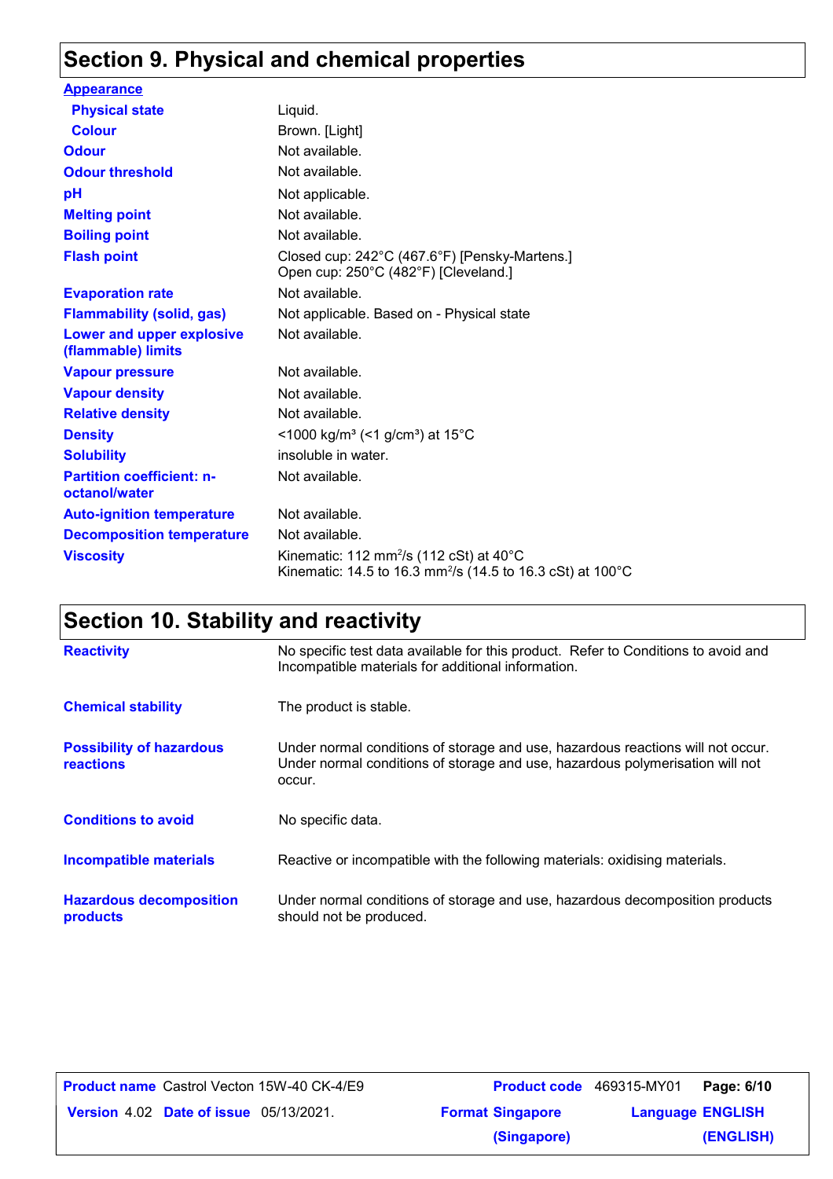# Section 9. Physical and chemical properties

**Appearance**

| | |
|---|---|
| **Physical state** | Liquid. |
| **Colour** | Brown. [Light] |
| **Odour** | Not available. |
| **Odour threshold** | Not available. |
| **pH** | Not applicable. |
| **Melting point** | Not available. |
| **Boiling point** | Not available. |
| **Flash point** | Closed cup: 242°C (467.6°F) [Pensky-Martens.]<br>Open cup: 250°C (482°F) [Cleveland.] |
| **Evaporation rate** | Not available. |
| **Flammability (solid, gas)** | Not applicable. Based on - Physical state |
| **Lower and upper explosive (flammable) limits** | Not available. |
| **Vapour pressure** | Not available. |
| **Vapour density** | Not available. |
| **Relative density** | Not available. |
| **Density** | <1000 kg/m³ (<1 g/cm³) at 15°C |
| **Solubility** | insoluble in water. |
| **Partition coefficient: n-octanol/water** | Not available. |
| **Auto-ignition temperature** | Not available. |
| **Decomposition temperature** | Not available. |
| **Viscosity** | Kinematic: 112 mm²/s (112 cSt) at 40°C<br>Kinematic: 14.5 to 16.3 mm²/s (14.5 to 16.3 cSt) at 100°C |

# Section 10. Stability and reactivity

| | |
|---|---|
| **Reactivity** | No specific test data available for this product. Refer to Conditions to avoid and Incompatible materials for additional information. |
| **Chemical stability** | The product is stable. |
| **Possibility of hazardous reactions** | Under normal conditions of storage and use, hazardous reactions will not occur.<br>Under normal conditions of storage and use, hazardous polymerisation will not occur. |
| **Conditions to avoid** | No specific data. |
| **Incompatible materials** | Reactive or incompatible with the following materials: oxidising materials. |
| **Hazardous decomposition products** | Under normal conditions of storage and use, hazardous decomposition products should not be produced. |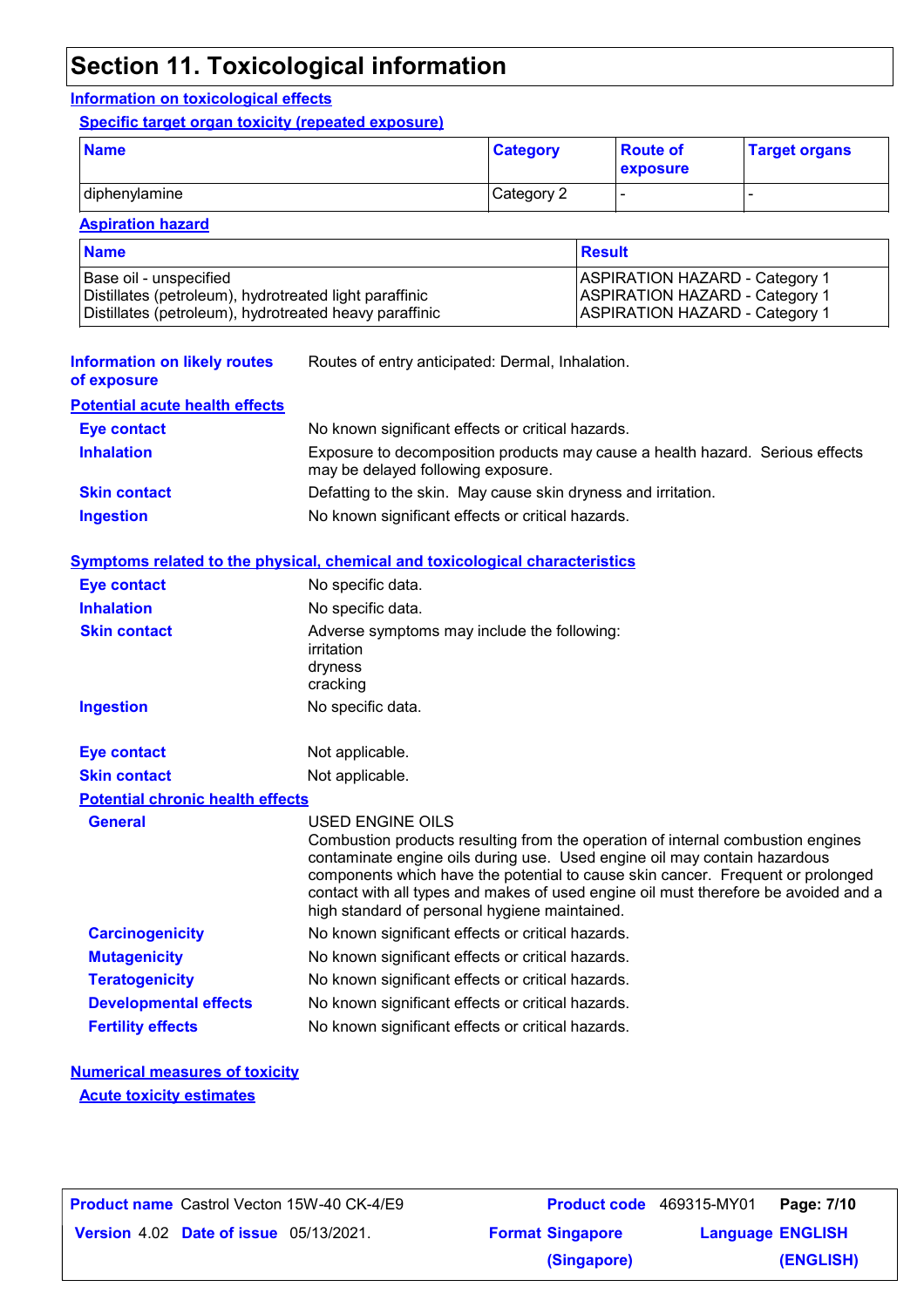# Section 11. Toxicological information

## Information on toxicological effects

### Specific target organ toxicity (repeated exposure)

| Name | Category | Route of exposure | Target organs |
|---|---|---|---|
| diphenylamine | Category 2 | - | - |

### Aspiration hazard

| Name | Result |
|---|---|
| Base oil - unspecified | ASPIRATION HAZARD - Category 1 |
| Distillates (petroleum), hydrotreated light paraffinic | ASPIRATION HAZARD - Category 1 |
| Distillates (petroleum), hydrotreated heavy paraffinic | ASPIRATION HAZARD - Category 1 |

**Information on likely routes of exposure**: Routes of entry anticipated: Dermal, Inhalation.

## Potential acute health effects

**Eye contact**: No known significant effects or critical hazards.

**Inhalation**: Exposure to decomposition products may cause a health hazard. Serious effects may be delayed following exposure.

**Skin contact**: Defatting to the skin. May cause skin dryness and irritation.

**Ingestion**: No known significant effects or critical hazards.

## Symptoms related to the physical, chemical and toxicological characteristics

**Eye contact**: No specific data.

**Inhalation**: No specific data.

**Skin contact**: Adverse symptoms may include the following:
irritation
dryness
cracking

**Ingestion**: No specific data.

**Eye contact**: Not applicable.

**Skin contact**: Not applicable.

### Potential chronic health effects

**General**: USED ENGINE OILS
Combustion products resulting from the operation of internal combustion engines contaminate engine oils during use. Used engine oil may contain hazardous components which have the potential to cause skin cancer. Frequent or prolonged contact with all types and makes of used engine oil must therefore be avoided and a high standard of personal hygiene maintained.

**Carcinogenicity**: No known significant effects or critical hazards.

**Mutagenicity**: No known significant effects or critical hazards.

**Teratogenicity**: No known significant effects or critical hazards.

**Developmental effects**: No known significant effects or critical hazards.

**Fertility effects**: No known significant effects or critical hazards.

## Numerical measures of toxicity

### Acute toxicity estimates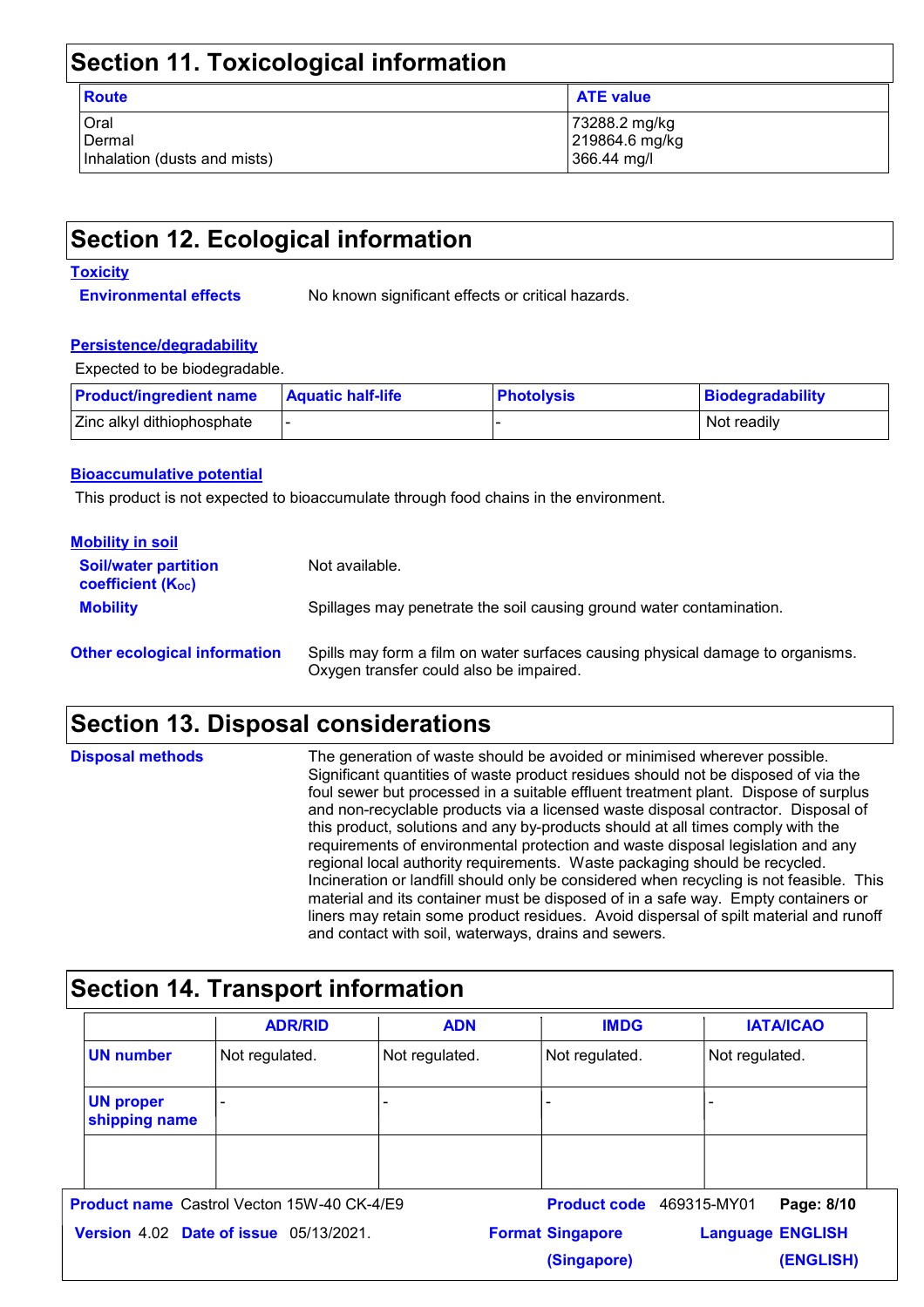## Section 11. Toxicological information

| Route | ATE value |
|---|---|
| Oral | 73288.2 mg/kg |
| Dermal | 219864.6 mg/kg |
| Inhalation (dusts and mists) | 366.44 mg/l |

## Section 12. Ecological information

**Toxicity**

**Environmental effects** No known significant effects or critical hazards.

**Persistence/degradability**

Expected to be biodegradable.

| Product/ingredient name | Aquatic half-life | Photolysis | Biodegradability |
|---|---|---|---|
| Zinc alkyl dithiophosphate | - | - | Not readily |

**Bioaccumulative potential**

This product is not expected to bioaccumulate through food chains in the environment.

**Mobility in soil**

**Soil/water partition coefficient ($K_{OC}$)** Not available.

**Mobility** Spillages may penetrate the soil causing ground water contamination.

**Other ecological information** Spills may form a film on water surfaces causing physical damage to organisms. Oxygen transfer could also be impaired.

## Section 13. Disposal considerations

**Disposal methods** The generation of waste should be avoided or minimised wherever possible. Significant quantities of waste product residues should not be disposed of via the foul sewer but processed in a suitable effluent treatment plant. Dispose of surplus and non-recyclable products via a licensed waste disposal contractor. Disposal of this product, solutions and any by-products should at all times comply with the requirements of environmental protection and waste disposal legislation and any regional local authority requirements. Waste packaging should be recycled. Incineration or landfill should only be considered when recycling is not feasible. This material and its container must be disposed of in a safe way. Empty containers or liners may retain some product residues. Avoid dispersal of spilt material and runoff and contact with soil, waterways, drains and sewers.

## Section 14. Transport information

| | ADR/RID | ADN | IMDG | IATA/ICAO |
|---|---|---|---|---|
| UN number | Not regulated. | Not regulated. | Not regulated. | Not regulated. |
| UN proper shipping name | - | - | - | - |
| | | | | |

**Product name** Castrol Vecton 15W-40 CK-4/E9 **Product code** 469315-MY01

**Version** 4.02 **Date of issue** 05/13/2021. **Format** Singapore (Singapore) **Language** ENGLISH (ENGLISH)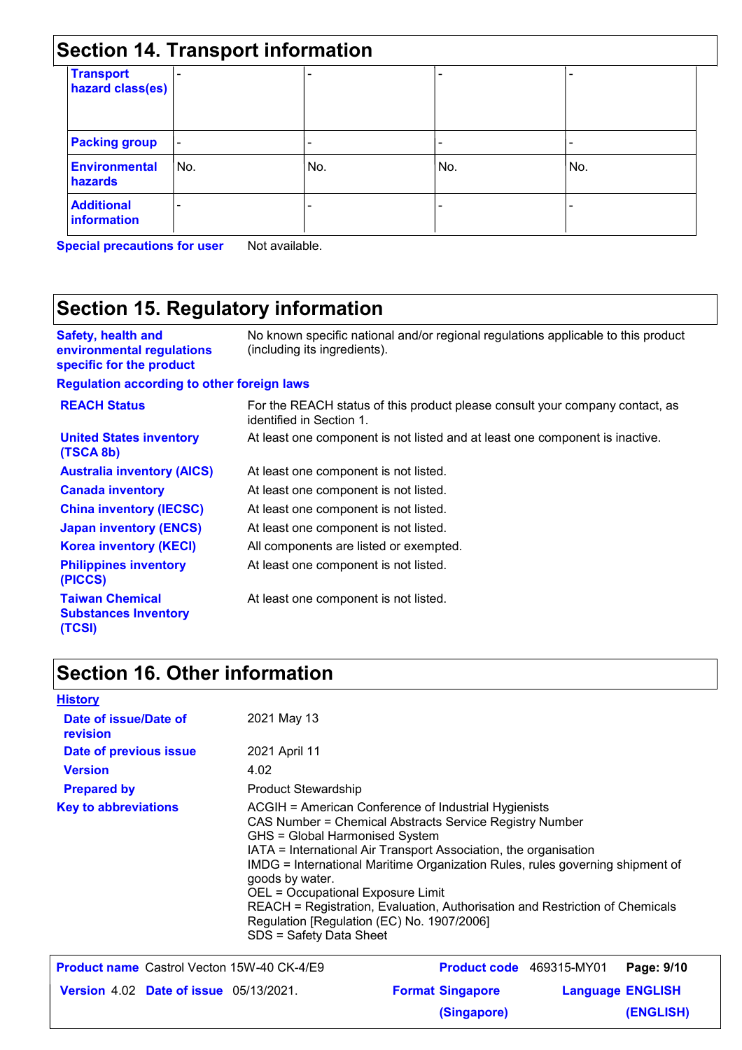## Section 14. Transport information

| | | | | |
|---|---|---|---|---|
| **Transport hazard class(es)** | - | - | - | - |
| **Packing group** | - | - | - | - |
| **Environmental hazards** | No. | No. | No. | No. |
| **Additional information** | - | - | - | - |

**Special precautions for user** Not available.

## Section 15. Regulatory information

**Safety, health and environmental regulations specific for the product** No known specific national and/or regional regulations applicable to this product (including its ingredients).

**Regulation according to other foreign laws**

| | |
|---|---|
| **REACH Status** | For the REACH status of this product please consult your company contact, as identified in Section 1. |
| **United States inventory (TSCA 8b)** | At least one component is not listed and at least one component is inactive. |
| **Australia inventory (AICS)** | At least one component is not listed. |
| **Canada inventory** | At least one component is not listed. |
| **China inventory (IECSC)** | At least one component is not listed. |
| **Japan inventory (ENCS)** | At least one component is not listed. |
| **Korea inventory (KECI)** | All components are listed or exempted. |
| **Philippines inventory (PICCS)** | At least one component is not listed. |
| **Taiwan Chemical Substances Inventory (TCSI)** | At least one component is not listed. |

## Section 16. Other information

**History**

| | |
|---|---|
| **Date of issue/Date of revision** | 2021 May 13 |
| **Date of previous issue** | 2021 April 11 |
| **Version** | 4.02 |
| **Prepared by** | Product Stewardship |

**Key to abbreviations**

ACGIH = American Conference of Industrial Hygienists
CAS Number = Chemical Abstracts Service Registry Number
GHS = Global Harmonised System
IATA = International Air Transport Association, the organisation
IMDG = International Maritime Organization Rules, rules governing shipment of goods by water.
OEL = Occupational Exposure Limit
REACH = Registration, Evaluation, Authorisation and Restriction of Chemicals Regulation [Regulation (EC) No. 1907/2006]
SDS = Safety Data Sheet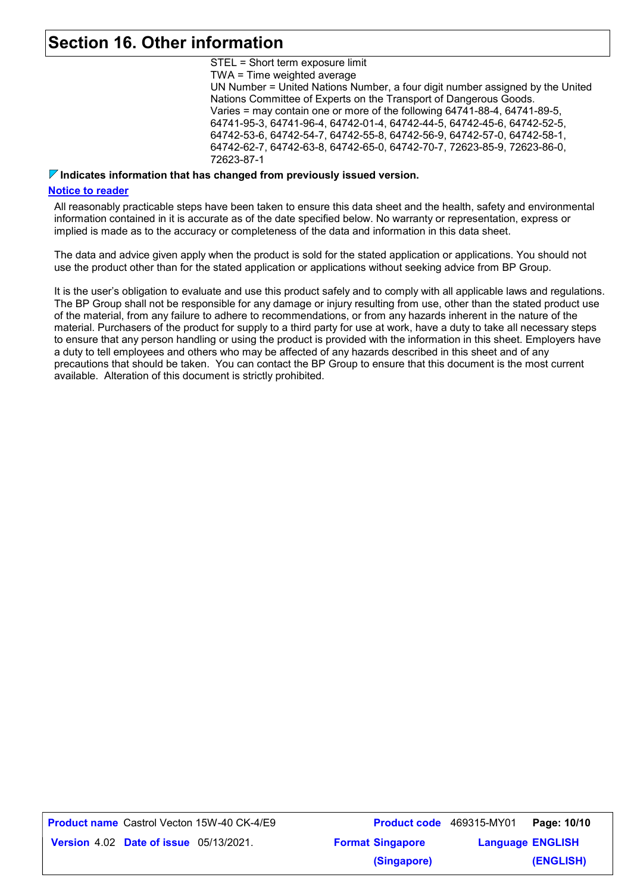# Section 16. Other information

STEL = Short term exposure limit
TWA = Time weighted average
UN Number = United Nations Number, a four digit number assigned by the United Nations Committee of Experts on the Transport of Dangerous Goods.
Varies = may contain one or more of the following 64741-88-4, 64741-89-5, 64741-95-3, 64741-96-4, 64742-01-4, 64742-44-5, 64742-45-6, 64742-52-5, 64742-53-6, 64742-54-7, 64742-55-8, 64742-56-9, 64742-57-0, 64742-58-1, 64742-62-7, 64742-63-8, 64742-65-0, 64742-70-7, 72623-85-9, 72623-86-0, 72623-87-1

**Indicates information that has changed from previously issued version.**

**Notice to reader**

All reasonably practicable steps have been taken to ensure this data sheet and the health, safety and environmental information contained in it is accurate as of the date specified below. No warranty or representation, express or implied is made as to the accuracy or completeness of the data and information in this data sheet.

The data and advice given apply when the product is sold for the stated application or applications. You should not use the product other than for the stated application or applications without seeking advice from BP Group.

It is the user's obligation to evaluate and use this product safely and to comply with all applicable laws and regulations. The BP Group shall not be responsible for any damage or injury resulting from use, other than the stated product use of the material, from any failure to adhere to recommendations, or from any hazards inherent in the nature of the material. Purchasers of the product for supply to a third party for use at work, have a duty to take all necessary steps to ensure that any person handling or using the product is provided with the information in this sheet. Employers have a duty to tell employees and others who may be affected of any hazards described in this sheet and of any precautions that should be taken. You can contact the BP Group to ensure that this document is the most current available. Alteration of this document is strictly prohibited.